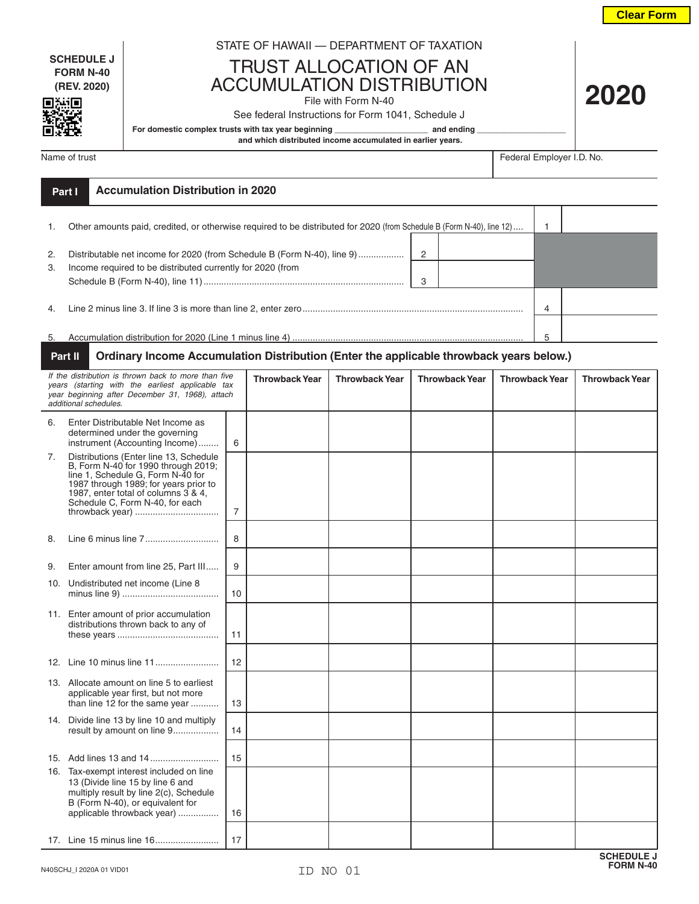SCHEDULE J
FORM N-40
(REV. 2020)

STATE OF HAWAII — DEPARTMENT OF TAXATION

# TRUST ALLOCATION OF AN ACCUMULATION DISTRIBUTION

File with Form N-40

See federal Instructions for Form 1041, Schedule J

**For domestic complex trusts with tax year beginning ___________________ and ending ___________________ and which distributed income accumulated in earlier years.**

# 2020

Name of trust | Federal Employer I.D. No.

## Part I Accumulation Distribution in 2020

| | | | | | |
|---|---|---|---|---|---|
| 1. | Other amounts paid, credited, or otherwise required to be distributed for 2020 (from Schedule B (Form N-40), line 12).... | | | 1 | |
| 2. | Distributable net income for 2020 (from Schedule B (Form N-40), line 9)................. | 2 | | | |
| 3. | Income required to be distributed currently for 2020 (from Schedule B (Form N-40), line 11)............................................................................... | 3 | | | |
| 4. | Line 2 minus line 3. If line 3 is more than line 2, enter zero...................................................................................... | | | 4 | |
| 5. | Accumulation distribution for 2020 (Line 1 minus line 4)........................................................................................ | | | 5 | |

## Part II Ordinary Income Accumulation Distribution (Enter the applicable throwback years below.)

| *If the distribution is thrown back to more than five years (starting with the earliest applicable tax year beginning after December 31, 1968), attach additional schedules.* | | Throwback Year | Throwback Year | Throwback Year | Throwback Year | Throwback Year |
|---|---|---|---|---|---|---|
| 6. Enter Distributable Net Income as determined under the governing instrument (Accounting Income)........ | 6 | | | | | |
| 7. Distributions (Enter line 13, Schedule B, Form N-40 for 1990 through 2019; line 1, Schedule G, Form N-40 for 1987 through 1989; for years prior to 1987, enter total of columns 3 & 4, Schedule C, Form N-40, for each throwback year)................................ | 7 | | | | | |
| 8. Line 6 minus line 7............................ | 8 | | | | | |
| 9. Enter amount from line 25, Part III..... | 9 | | | | | |
| 10. Undistributed net income (Line 8 minus line 9)..................................... | 10 | | | | | |
| 11. Enter amount of prior accumulation distributions thrown back to any of these years....................................... | 11 | | | | | |
| 12. Line 10 minus line 11......................... | 12 | | | | | |
| 13. Allocate amount on line 5 to earliest applicable year first, but not more than line 12 for the same year........... | 13 | | | | | |
| 14. Divide line 13 by line 10 and multiply result by amount on line 9................. | 14 | | | | | |
| 15. Add lines 13 and 14.......................... | 15 | | | | | |
| 16. Tax-exempt interest included on line 13 (Divide line 15 by line 6 and multiply result by line 2(c), Schedule B (Form N-40), or equivalent for applicable throwback year)................ | 16 | | | | | |
| 17. Line 15 minus line 16........................ | 17 | | | | | |

N40SCHJ_I 2020A 01 VID01 ID NO 01 SCHEDULE J FORM N-40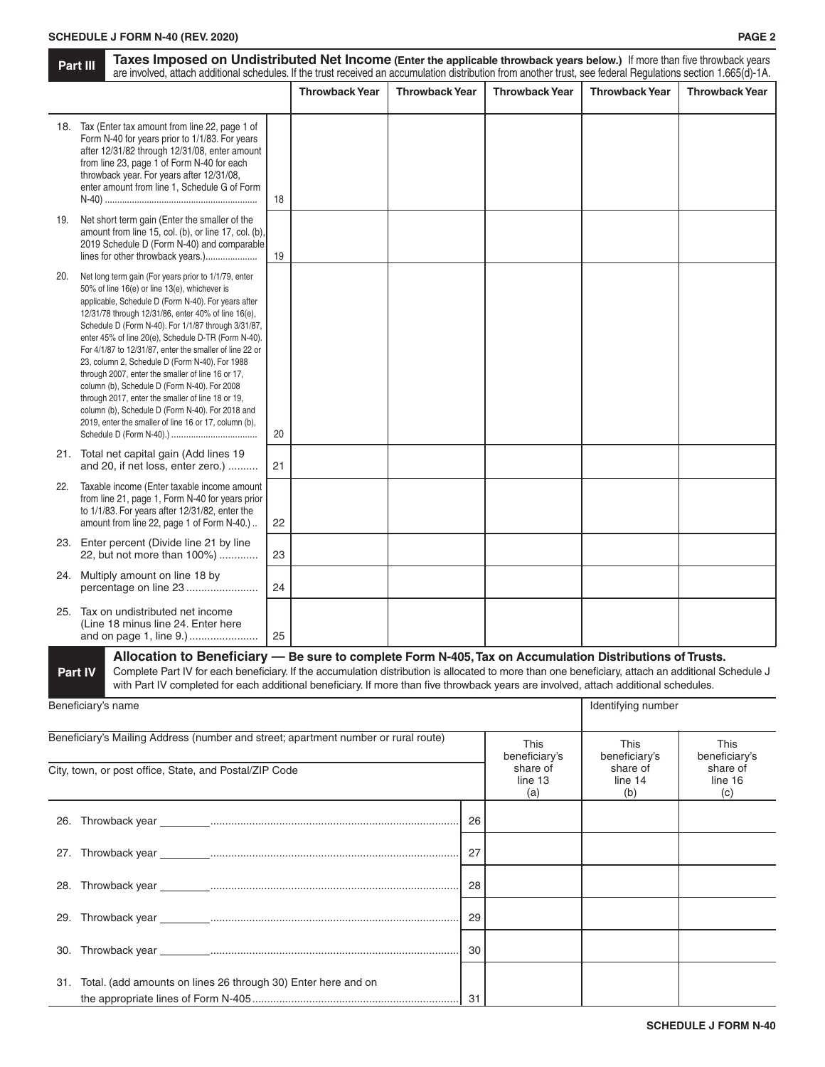SCHEDULE J FORM N-40 (REV. 2020)

## Part III Taxes Imposed on Undistributed Net Income (Enter the applicable throwback years below.)

If more than five throwback years are involved, attach additional schedules. If the trust received an accumulation distribution from another trust, see federal Regulations section 1.665(d)-1A.

| | | Throwback Year | Throwback Year | Throwback Year | Throwback Year | Throwback Year |
|---|---|---|---|---|---|---|
| 18. Tax (Enter tax amount from line 22, page 1 of Form N-40 for years prior to 1/1/83. For years after 12/31/82 through 12/31/08, enter amount from line 23, page 1 of Form N-40 for each throwback year. For years after 12/31/08, enter amount from line 1, Schedule G of Form N-40) | 18 | | | | | |
| 19. Net short term gain (Enter the smaller of the amount from line 15, col. (b), or line 17, col. (b), 2019 Schedule D (Form N-40) and comparable lines for other throwback years.) | 19 | | | | | |
| 20. Net long term gain (For years prior to 1/1/79, enter 50% of line 16(e) or line 13(e), whichever is applicable, Schedule D (Form N-40). For years after 12/31/78 through 12/31/86, enter 40% of line 16(e), Schedule D (Form N-40). For 1/1/87 through 3/31/87, enter 45% of line 20(e), Schedule D-TR (Form N-40). For 4/1/87 to 12/31/87, enter the smaller of line 22 or 23, column 2, Schedule D (Form N-40). For 1988 through 2007, enter the smaller of line 16 or 17, column (b), Schedule D (Form N-40). For 2008 through 2017, enter the smaller of line 18 or 19, column (b), Schedule D (Form N-40). For 2018 and 2019, enter the smaller of line 16 or 17, column (b), Schedule D (Form N-40).) | 20 | | | | | |
| 21. Total net capital gain (Add lines 19 and 20, if net loss, enter zero.) | 21 | | | | | |
| 22. Taxable income (Enter taxable income amount from line 21, page 1, Form N-40 for years prior to 1/1/83. For years after 12/31/82, enter the amount from line 22, page 1 of Form N-40.) | 22 | | | | | |
| 23. Enter percent (Divide line 21 by line 22, but not more than 100%) | 23 | | | | | |
| 24. Multiply amount on line 18 by percentage on line 23 | 24 | | | | | |
| 25. Tax on undistributed net income (Line 18 minus line 24. Enter here and on page 1, line 9.) | 25 | | | | | |

## Part IV Allocation to Beneficiary — Be sure to complete Form N-405, Tax on Accumulation Distributions of Trusts.

Complete Part IV for each beneficiary. If the accumulation distribution is allocated to more than one beneficiary, attach an additional Schedule J with Part IV completed for each additional beneficiary. If more than five throwback years are involved, attach additional schedules.

Beneficiary's name

Identifying number

Beneficiary's Mailing Address (number and street; apartment number or rural route)

City, town, or post office, State, and Postal/ZIP Code

| | | This beneficiary's share of line 13 (a) | This beneficiary's share of line 14 (b) | This beneficiary's share of line 16 (c) |
|---|---|---|---|---|
| 26. Throwback year ________ | 26 | | | |
| 27. Throwback year ________ | 27 | | | |
| 28. Throwback year ________ | 28 | | | |
| 29. Throwback year ________ | 29 | | | |
| 30. Throwback year ________ | 30 | | | |
| 31. Total. (add amounts on lines 26 through 30) Enter here and on the appropriate lines of Form N-405 | 31 | | | |

SCHEDULE J FORM N-40